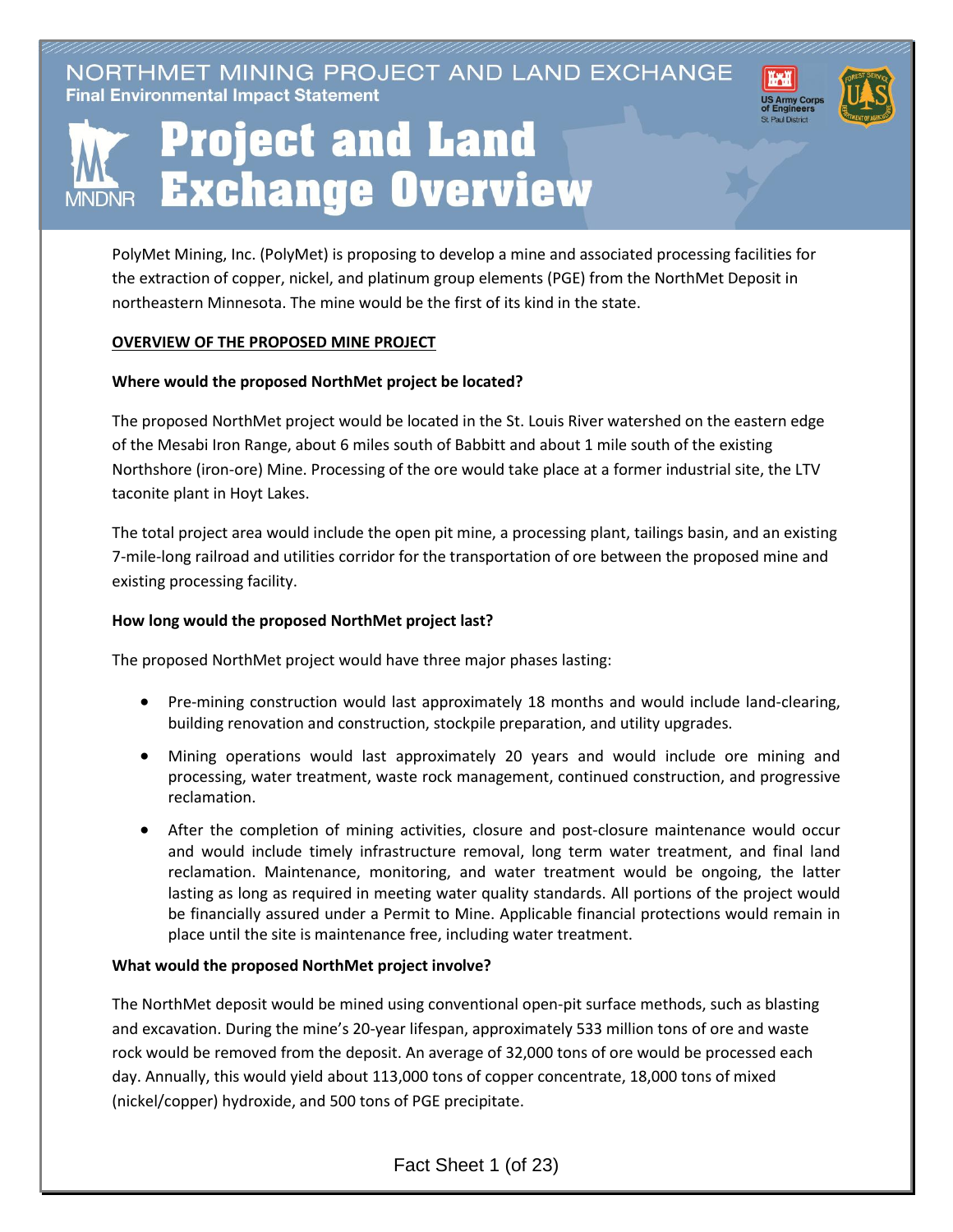NORTHMET MINING PROJECT AND LAND EXCHANGE
**Final Environmental Impact Statement**

# Project and Land Exchange Overview

PolyMet Mining, Inc. (PolyMet) is proposing to develop a mine and associated processing facilities for the extraction of copper, nickel, and platinum group elements (PGE) from the NorthMet Deposit in northeastern Minnesota. The mine would be the first of its kind in the state.

## OVERVIEW OF THE PROPOSED MINE PROJECT

### Where would the proposed NorthMet project be located?

The proposed NorthMet project would be located in the St. Louis River watershed on the eastern edge of the Mesabi Iron Range, about 6 miles south of Babbitt and about 1 mile south of the existing Northshore (iron-ore) Mine. Processing of the ore would take place at a former industrial site, the LTV taconite plant in Hoyt Lakes.

The total project area would include the open pit mine, a processing plant, tailings basin, and an existing 7-mile-long railroad and utilities corridor for the transportation of ore between the proposed mine and existing processing facility.

### How long would the proposed NorthMet project last?

The proposed NorthMet project would have three major phases lasting:

- Pre-mining construction would last approximately 18 months and would include land-clearing, building renovation and construction, stockpile preparation, and utility upgrades.
- Mining operations would last approximately 20 years and would include ore mining and processing, water treatment, waste rock management, continued construction, and progressive reclamation.
- After the completion of mining activities, closure and post-closure maintenance would occur and would include timely infrastructure removal, long term water treatment, and final land reclamation. Maintenance, monitoring, and water treatment would be ongoing, the latter lasting as long as required in meeting water quality standards. All portions of the project would be financially assured under a Permit to Mine. Applicable financial protections would remain in place until the site is maintenance free, including water treatment.

### What would the proposed NorthMet project involve?

The NorthMet deposit would be mined using conventional open-pit surface methods, such as blasting and excavation. During the mine's 20-year lifespan, approximately 533 million tons of ore and waste rock would be removed from the deposit. An average of 32,000 tons of ore would be processed each day. Annually, this would yield about 113,000 tons of copper concentrate, 18,000 tons of mixed (nickel/copper) hydroxide, and 500 tons of PGE precipitate.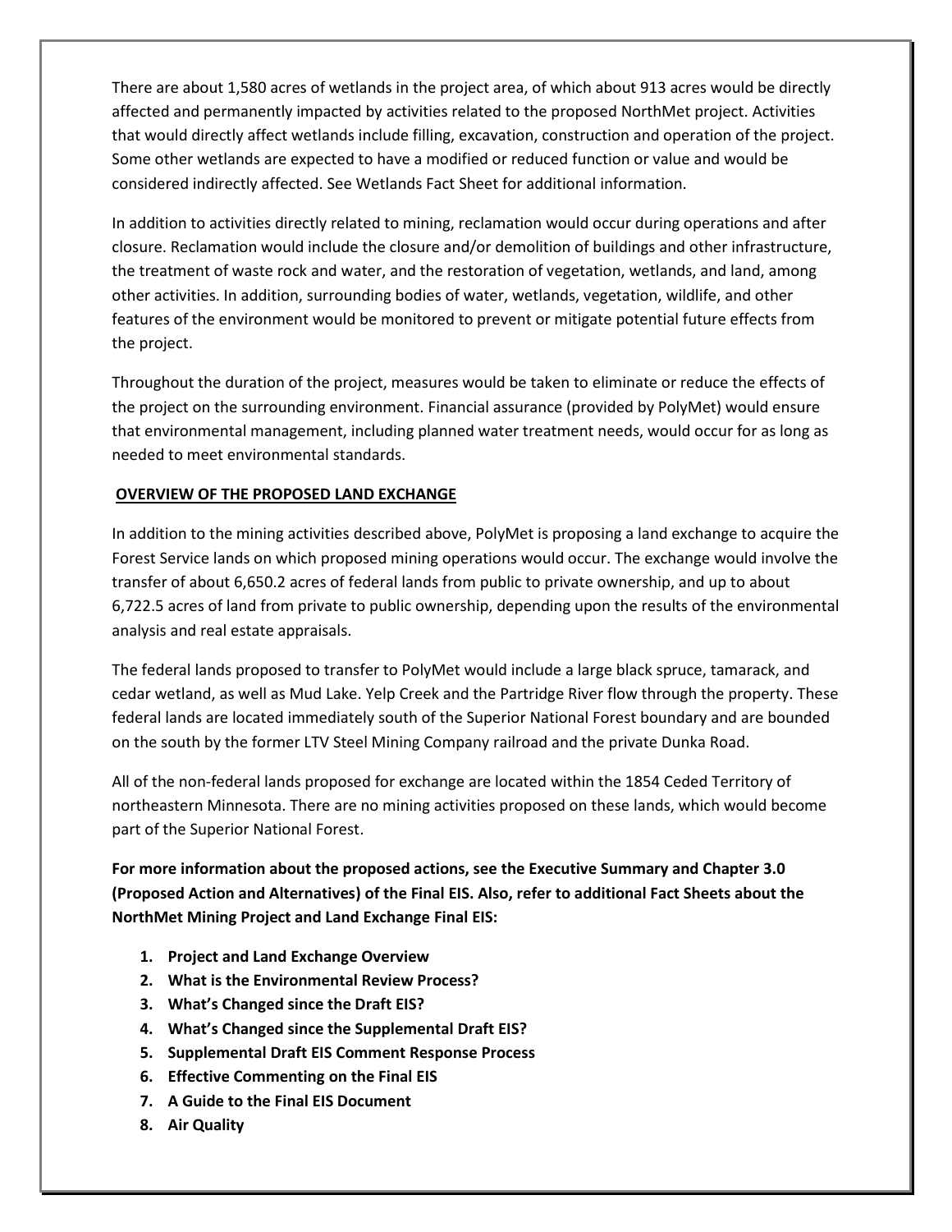There are about 1,580 acres of wetlands in the project area, of which about 913 acres would be directly affected and permanently impacted by activities related to the proposed NorthMet project. Activities that would directly affect wetlands include filling, excavation, construction and operation of the project. Some other wetlands are expected to have a modified or reduced function or value and would be considered indirectly affected. See Wetlands Fact Sheet for additional information.

In addition to activities directly related to mining, reclamation would occur during operations and after closure. Reclamation would include the closure and/or demolition of buildings and other infrastructure, the treatment of waste rock and water, and the restoration of vegetation, wetlands, and land, among other activities. In addition, surrounding bodies of water, wetlands, vegetation, wildlife, and other features of the environment would be monitored to prevent or mitigate potential future effects from the project.

Throughout the duration of the project, measures would be taken to eliminate or reduce the effects of the project on the surrounding environment. Financial assurance (provided by PolyMet) would ensure that environmental management, including planned water treatment needs, would occur for as long as needed to meet environmental standards.

**OVERVIEW OF THE PROPOSED LAND EXCHANGE**

In addition to the mining activities described above, PolyMet is proposing a land exchange to acquire the Forest Service lands on which proposed mining operations would occur. The exchange would involve the transfer of about 6,650.2 acres of federal lands from public to private ownership, and up to about 6,722.5 acres of land from private to public ownership, depending upon the results of the environmental analysis and real estate appraisals.

The federal lands proposed to transfer to PolyMet would include a large black spruce, tamarack, and cedar wetland, as well as Mud Lake. Yelp Creek and the Partridge River flow through the property. These federal lands are located immediately south of the Superior National Forest boundary and are bounded on the south by the former LTV Steel Mining Company railroad and the private Dunka Road.

All of the non-federal lands proposed for exchange are located within the 1854 Ceded Territory of northeastern Minnesota. There are no mining activities proposed on these lands, which would become part of the Superior National Forest.

**For more information about the proposed actions, see the Executive Summary and Chapter 3.0 (Proposed Action and Alternatives) of the Final EIS. Also, refer to additional Fact Sheets about the NorthMet Mining Project and Land Exchange Final EIS:**

1. **Project and Land Exchange Overview**
2. **What is the Environmental Review Process?**
3. **What's Changed since the Draft EIS?**
4. **What's Changed since the Supplemental Draft EIS?**
5. **Supplemental Draft EIS Comment Response Process**
6. **Effective Commenting on the Final EIS**
7. **A Guide to the Final EIS Document**
8. **Air Quality**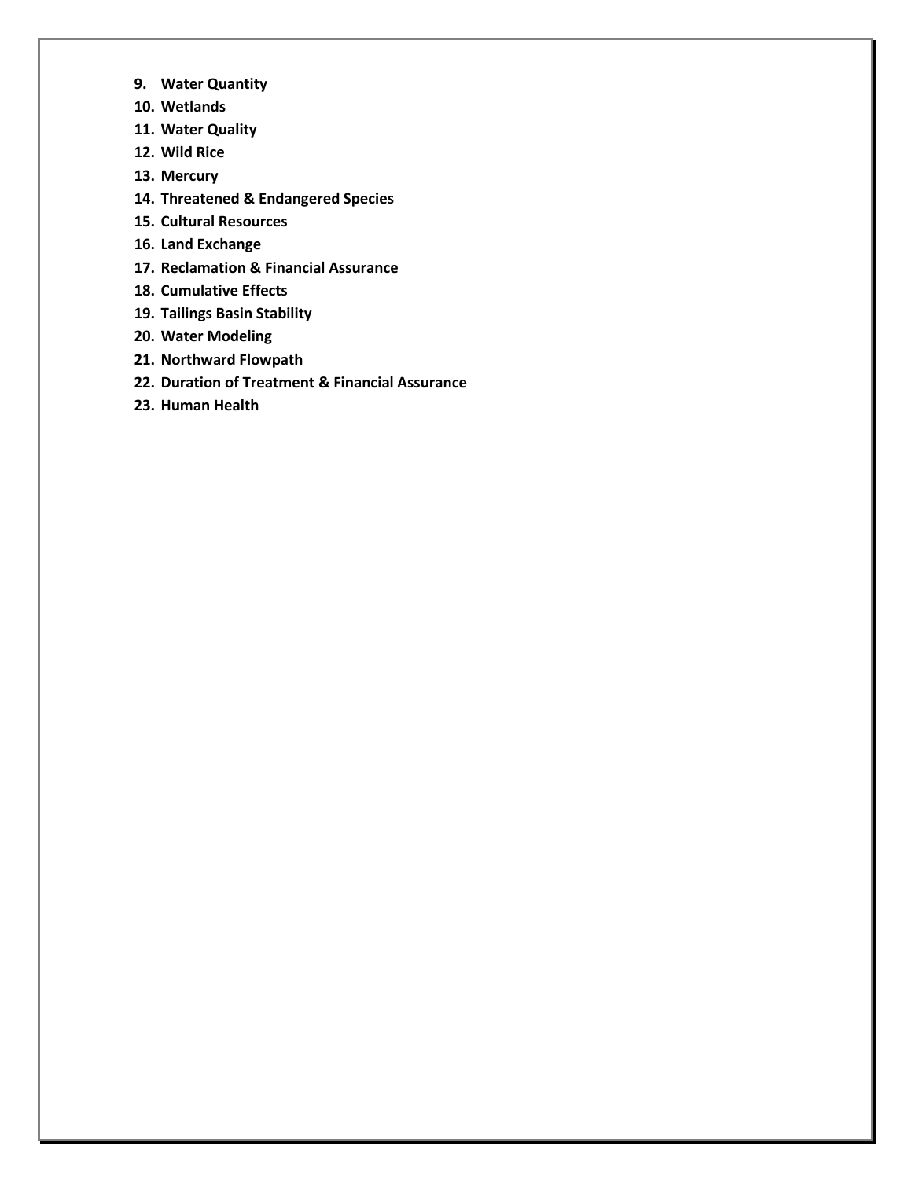9. **Water Quantity**
10. **Wetlands**
11. **Water Quality**
12. **Wild Rice**
13. **Mercury**
14. **Threatened & Endangered Species**
15. **Cultural Resources**
16. **Land Exchange**
17. **Reclamation & Financial Assurance**
18. **Cumulative Effects**
19. **Tailings Basin Stability**
20. **Water Modeling**
21. **Northward Flowpath**
22. **Duration of Treatment & Financial Assurance**
23. **Human Health**